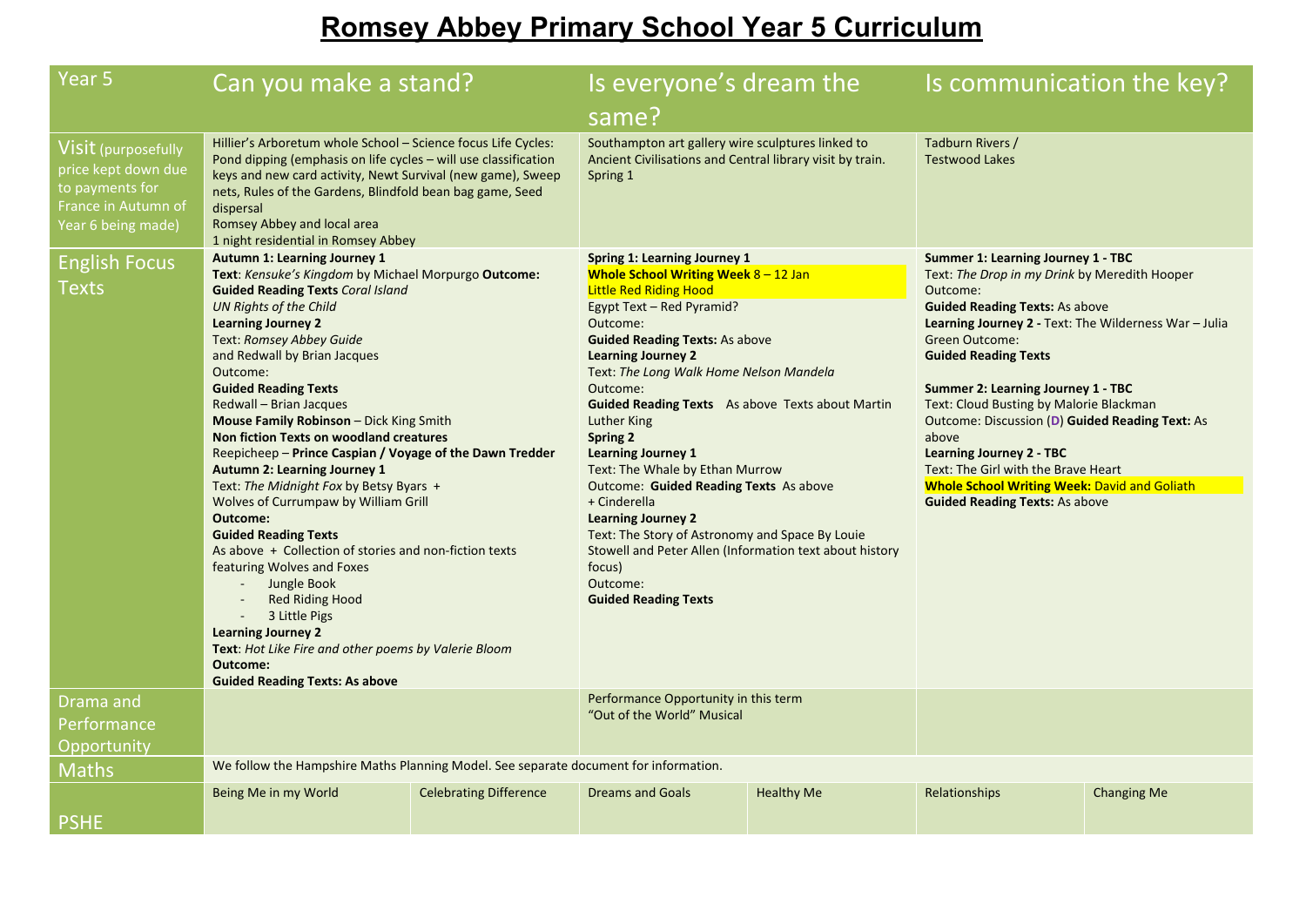# Romsey Abbey Primary School Year 5 Curriculum

| Year 5 | Can you make a stand? | | Is everyone's dream the same? | | Is communication the key? | |
|---|---|---|---|---|---|---|
| Visit (purposefully price kept down due to payments for France in Autumn of Year 6 being made) | Hillier's Arboretum whole School – Science focus Life Cycles: Pond dipping (emphasis on life cycles – will use classification keys and new card activity, Newt Survival (new game), Sweep nets, Rules of the Gardens, Blindfold bean bag game, Seed dispersal<br>Romsey Abbey and local area<br>1 night residential in Romsey Abbey | | Southampton art gallery wire sculptures linked to Ancient Civilisations and Central library visit by train. Spring 1 | | Tadburn Rivers /<br>Testwood Lakes | |
| English Focus Texts | **Autumn 1: Learning Journey 1**<br>**Text**: *Kensuke's Kingdom* by Michael Morpurgo **Outcome:**<br>**Guided Reading Texts** *Coral Island*<br>*UN Rights of the Child*<br>**Learning Journey 2**<br>Text: *Romsey Abbey Guide*<br>and Redwall by Brian Jacques<br>Outcome:<br>**Guided Reading Texts**<br>Redwall – Brian Jacques<br>**Mouse Family Robinson** – Dick King Smith<br>**Non fiction Texts on woodland creatures**<br>Reepicheep – **Prince Caspian / Voyage of the Dawn Tredder**<br>**Autumn 2: Learning Journey 1**<br>Text: *The Midnight Fox* by Betsy Byars +<br>Wolves of Currumpaw by William Grill<br>**Outcome:**<br>**Guided Reading Texts**<br>As above + Collection of stories and non-fiction texts featuring Wolves and Foxes<br>- Jungle Book<br>- Red Riding Hood<br>- 3 Little Pigs<br>**Learning Journey 2**<br>**Text**: *Hot Like Fire and other poems by Valerie Bloom*<br>**Outcome:**<br>**Guided Reading Texts: As above** | | **Spring 1: Learning Journey 1**<br>**Whole School Writing Week** 8 – 12 Jan<br>Little Red Riding Hood<br>Egypt Text – Red Pyramid?<br>Outcome:<br>**Guided Reading Texts:** As above<br>**Learning Journey 2**<br>Text: *The Long Walk Home Nelson Mandela*<br>Outcome:<br>**Guided Reading Texts** As above Texts about Martin Luther King<br>**Spring 2**<br>**Learning Journey 1**<br>Text: The Whale by Ethan Murrow<br>Outcome: **Guided Reading Texts** As above<br>+ Cinderella<br>**Learning Journey 2**<br>Text: The Story of Astronomy and Space By Louie Stowell and Peter Allen (Information text about history focus)<br>Outcome:<br>**Guided Reading Texts** | | **Summer 1: Learning Journey 1 - TBC**<br>Text: *The Drop in my Drink* by Meredith Hooper<br>Outcome:<br>**Guided Reading Texts:** As above<br>**Learning Journey 2 -** Text: The Wilderness War – Julia Green Outcome:<br>**Guided Reading Texts**<br><br>**Summer 2: Learning Journey 1 - TBC**<br>Text: Cloud Busting by Malorie Blackman<br>Outcome: Discussion (**D**) **Guided Reading Text:** As above<br>**Learning Journey 2 - TBC**<br>Text: The Girl with the Brave Heart<br>**Whole School Writing Week:** David and Goliath<br>**Guided Reading Texts:** As above | |
| Drama and Performance Opportunity | | | Performance Opportunity in this term<br>"Out of the World" Musical | | | |
| Maths | We follow the Hampshire Maths Planning Model. See separate document for information. | | | | | |
| PSHE | Being Me in my World | Celebrating Difference | Dreams and Goals | Healthy Me | Relationships | Changing Me |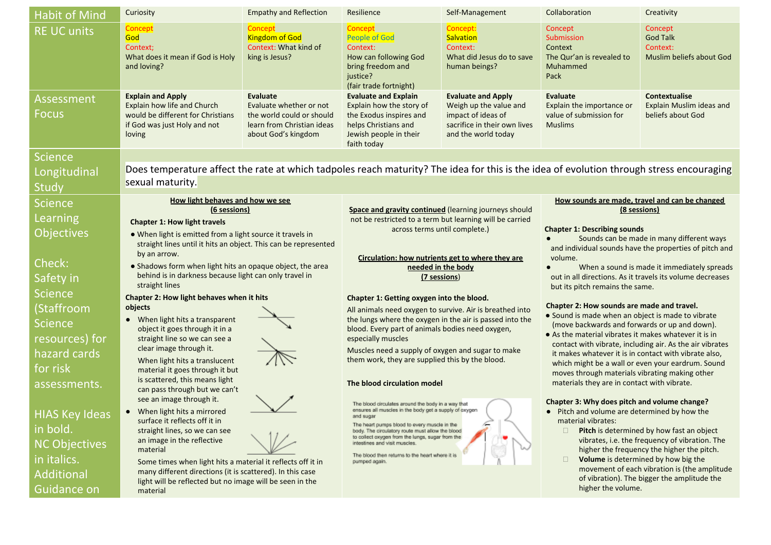| Habit of Mind | Curiosity | Empathy and Reflection | Resilience | Self-Management | Collaboration | Creativity |
|---|---|---|---|---|---|---|
| RE UC units | Concept<br>God<br>Context;<br>What does it mean if God is Holy and loving? | Concept<br>Kingdom of God<br>Context: What kind of king is Jesus? | Concept<br>People of God<br>Context:<br>How can following God bring freedom and justice?<br>(fair trade fortnight) | Concept:<br>Salvation<br>Context:<br>What did Jesus do to save human beings? | Concept<br>Submission<br>Context<br>The Qur'an is revealed to Muhammed<br>Pack | Concept<br>God Talk<br>Context:<br>Muslim beliefs about God |
| Assessment Focus | **Explain and Apply**<br>Explain how life and Church would be different for Christians if God was just Holy and not loving | **Evaluate**<br>Evaluate whether or not the world could or should learn from Christian ideas about God's kingdom | **Evaluate and Explain**<br>Explain how the story of the Exodus inspires and helps Christians and Jewish people in their faith today | **Evaluate and Apply**<br>Weigh up the value and impact of ideas of sacrifice in their own lives and the world today | **Evaluate**<br>Explain the importance or value of submission for Muslims | **Contextualise**<br>Explain Muslim ideas and beliefs about God |
| Science Longitudinal Study | Does temperature affect the rate at which tadpoles reach maturity? The idea for this is the idea of evolution through stress encouraging sexual maturity. | | | | | |

**Science Learning Objectives**

Check: Safety in Science (Staffroom Science resources) for hazard cards for risk assessments.

HIAS Key Ideas in bold.
NC Objectives in italics.
Additional Guidance on

**How light behaves and how we see (6 sessions)**

**Chapter 1: How light travels**

- When light is emitted from a light source it travels in straight lines until it hits an object. This can be represented by an arrow.
- Shadows form when light hits an opaque object, the area behind is in darkness because light can only travel in straight lines

**Chapter 2: How light behaves when it hits objects**

- When light hits a transparent object it goes through it in a straight line so we can see a clear image through it.

  When light hits a translucent material it goes through it but is scattered, this means light can pass through but we can't see an image through it.
- When light hits a mirrored surface it reflects off it in straight lines, so we can see an image in the reflective material

  Some times when light hits a material it reflects off it in many different directions (it is scattered). In this case light will be reflected but no image will be seen in the material

**Space and gravity continued** (learning journeys should not be restricted to a term but learning will be carried across terms until complete.)

**Circulation: how nutrients get to where they are needed in the body (7 sessions)**

**Chapter 1: Getting oxygen into the blood.**

All animals need oxygen to survive. Air is breathed into the lungs where the oxygen in the air is passed into the blood. Every part of animals bodies need oxygen, especially muscles

Muscles need a supply of oxygen and sugar to make them work, they are supplied this by the blood.

**The blood circulation model**

The blood circulates around the body in a way that ensures all muscles in the body get a supply of oxygen and sugar

The heart pumps blood to every muscle in the body. The circulatory route must allow the blood to collect oxygen from the lungs, sugar from the intestines and visit muscles.

The blood then returns to the heart where it is pumped again.

**How sounds are made, travel and can be changed (8 sessions)**

**Chapter 1: Describing sounds**

- Sounds can be made in many different ways and individual sounds have the properties of pitch and volume.
- When a sound is made it immediately spreads out in all directions. As it travels its volume decreases but its pitch remains the same.

**Chapter 2: How sounds are made and travel.**

- Sound is made when an object is made to vibrate (move backwards and forwards or up and down).
- As the material vibrates it makes whatever it is in contact with vibrate, including air. As the air vibrates it makes whatever it is in contact with vibrate also, which might be a wall or even your eardrum. Sound moves through materials vibrating making other materials they are in contact with vibrate.

**Chapter 3: Why does pitch and volume change?**

- Pitch and volume are determined by how the material vibrates:
  - **Pitch** is determined by how fast an object vibrates, i.e. the frequency of vibration. The higher the frequency the higher the pitch.
  - **Volume** is determined by how big the movement of each vibration is (the amplitude of vibration). The bigger the amplitude the higher the volume.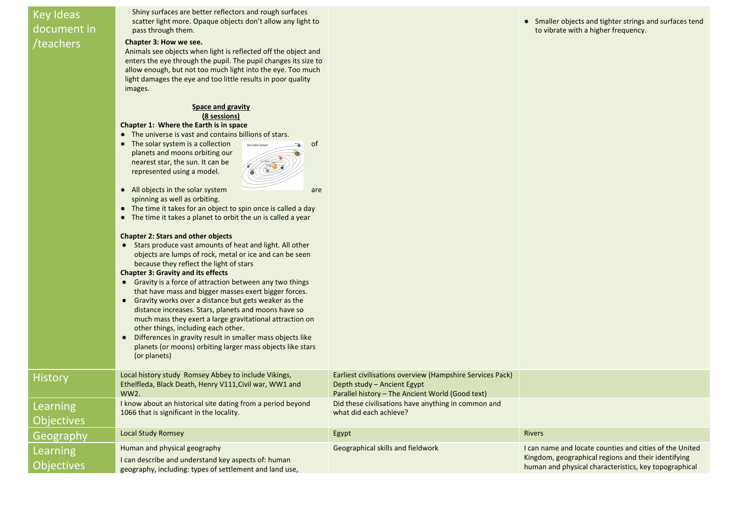| | | | |
|---|---|---|---|
| Key Ideas document in /teachers | Shiny surfaces are better reflectors and rough surfaces scatter light more. Opaque objects don't allow any light to pass through them.<br><br>**Chapter 3: How we see.**<br>Animals see objects when light is reflected off the object and enters the eye through the pupil. The pupil changes its size to allow enough, but not too much light into the eye. Too much light damages the eye and too little results in poor quality images.<br><br>**<u>Space and gravity</u>**<br>**<u>(8 sessions)</u>**<br>**Chapter 1: Where the Earth is in space**<br>● The universe is vast and contains billions of stars.<br>● The solar system is a collection of planets and moons orbiting our nearest star, the sun. It can be represented using a model.<br>● All objects in the solar system are spinning as well as orbiting.<br>● The time it takes for an object to spin once is called a day<br>● The time it takes a planet to orbit the un is called a year<br><br>**Chapter 2: Stars and other objects**<br>● Stars produce vast amounts of heat and light. All other objects are lumps of rock, metal or ice and can be seen because they reflect the light of stars<br>**Chapter 3: Gravity and its effects**<br>● Gravity is a force of attraction between any two things that have mass and bigger masses exert bigger forces.<br>● Gravity works over a distance but gets weaker as the distance increases. Stars, planets and moons have so much mass they exert a large gravitational attraction on other things, including each other.<br>● Differences in gravity result in smaller mass objects like planets (or moons) orbiting larger mass objects like stars (or planets) | | ● Smaller objects and tighter strings and surfaces tend to vibrate with a higher frequency. |
| History | Local history study Romsey Abbey to include Vikings, Ethelfleda, Black Death, Henry V111,Civil war, WW1 and WW2. | Earliest civilisations overview (Hampshire Services Pack)<br>Depth study – Ancient Egypt<br>Parallel history – The Ancient World (Good text) | |
| Learning Objectives | I know about an historical site dating from a period beyond 1066 that is significant in the locality. | Did these civilisations have anything in common and what did each achieve? | |
| Geography | Local Study Romsey | Egypt | Rivers |
| Learning Objectives | Human and physical geography<br>I can describe and understand key aspects of: human geography, including: types of settlement and land use, | Geographical skills and fieldwork | I can name and locate counties and cities of the United Kingdom, geographical regions and their identifying human and physical characteristics, key topographical |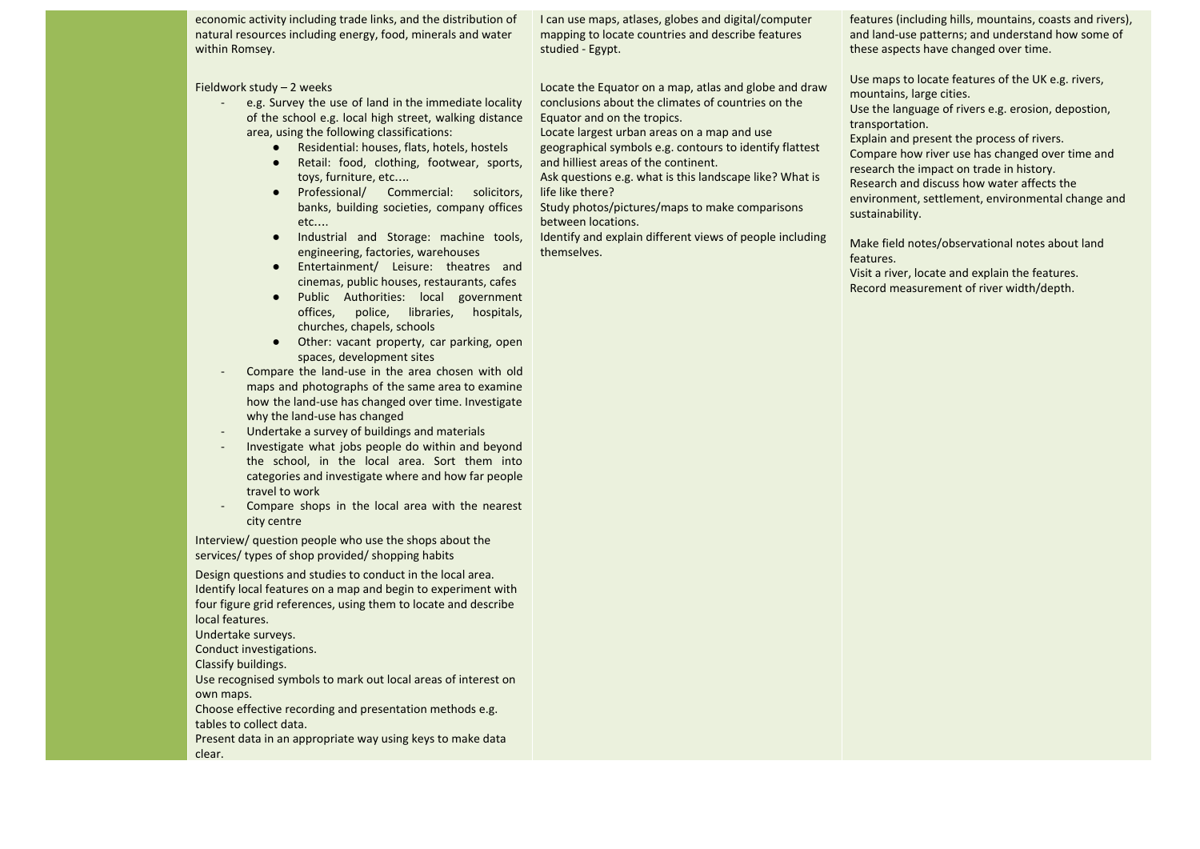| | | | |
|---|---|---|---|
| | economic activity including trade links, and the distribution of natural resources including energy, food, minerals and water within Romsey.<br><br>Fieldwork study – 2 weeks<br>- e.g. Survey the use of land in the immediate locality of the school e.g. local high street, walking distance area, using the following classifications:<br>● Residential: houses, flats, hotels, hostels<br>● Retail: food, clothing, footwear, sports, toys, furniture, etc….<br>● Professional/ Commercial: solicitors, banks, building societies, company offices etc….<br>● Industrial and Storage: machine tools, engineering, factories, warehouses<br>● Entertainment/ Leisure: theatres and cinemas, public houses, restaurants, cafes<br>● Public Authorities: local government offices, police, libraries, hospitals, churches, chapels, schools<br>● Other: vacant property, car parking, open spaces, development sites<br>- Compare the land-use in the area chosen with old maps and photographs of the same area to examine how the land-use has changed over time. Investigate why the land-use has changed<br>- Undertake a survey of buildings and materials<br>- Investigate what jobs people do within and beyond the school, in the local area. Sort them into categories and investigate where and how far people travel to work<br>- Compare shops in the local area with the nearest city centre<br><br>Interview/ question people who use the shops about the services/ types of shop provided/ shopping habits<br><br>Design questions and studies to conduct in the local area.<br>Identify local features on a map and begin to experiment with four figure grid references, using them to locate and describe local features.<br>Undertake surveys.<br>Conduct investigations.<br>Classify buildings.<br>Use recognised symbols to mark out local areas of interest on own maps.<br>Choose effective recording and presentation methods e.g. tables to collect data.<br>Present data in an appropriate way using keys to make data clear. | I can use maps, atlases, globes and digital/computer mapping to locate countries and describe features studied - Egypt.<br><br>Locate the Equator on a map, atlas and globe and draw conclusions about the climates of countries on the Equator and on the tropics.<br>Locate largest urban areas on a map and use geographical symbols e.g. contours to identify flattest and hilliest areas of the continent.<br>Ask questions e.g. what is this landscape like? What is life like there?<br>Study photos/pictures/maps to make comparisons between locations.<br>Identify and explain different views of people including themselves. | features (including hills, mountains, coasts and rivers), and land-use patterns; and understand how some of these aspects have changed over time.<br><br>Use maps to locate features of the UK e.g. rivers, mountains, large cities.<br>Use the language of rivers e.g. erosion, depostion, transportation.<br>Explain and present the process of rivers.<br>Compare how river use has changed over time and research the impact on trade in history.<br>Research and discuss how water affects the environment, settlement, environmental change and sustainability.<br><br>Make field notes/observational notes about land features.<br>Visit a river, locate and explain the features.<br>Record measurement of river width/depth. |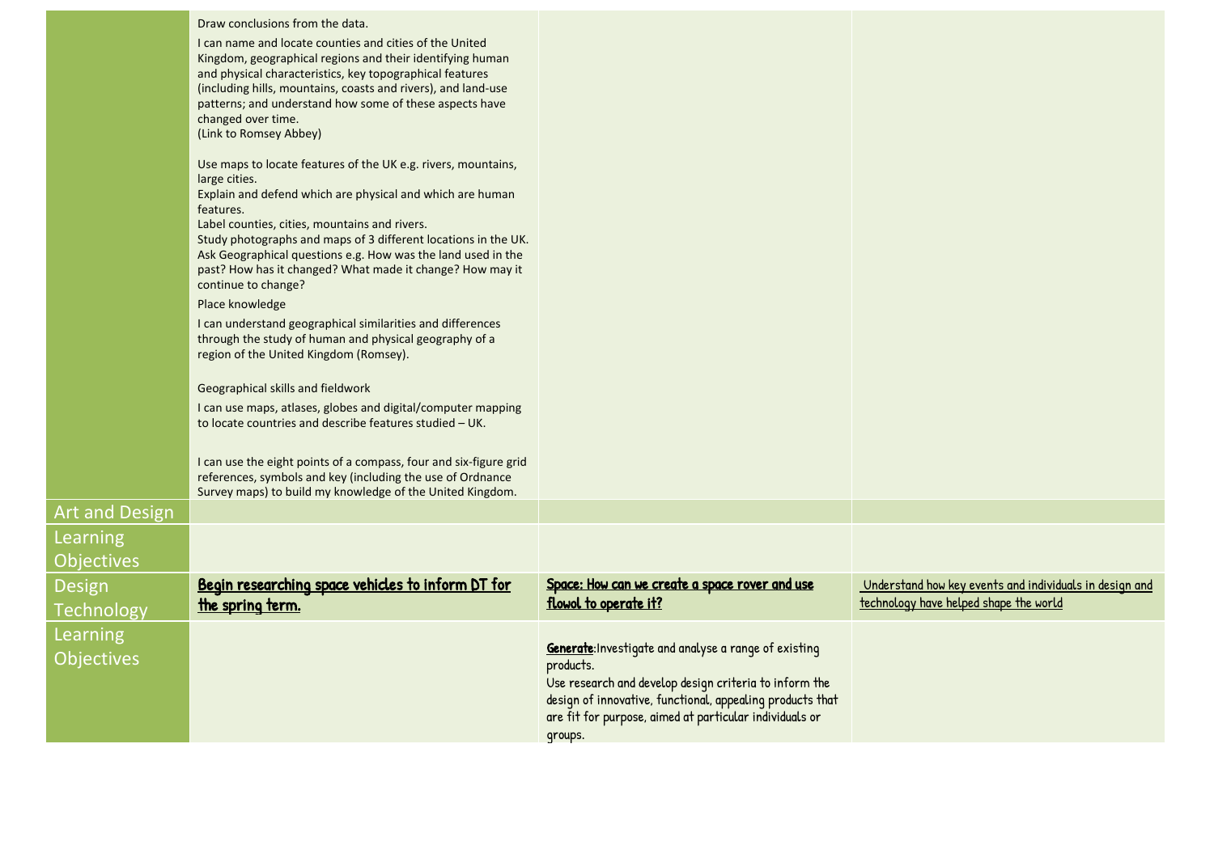| | | | |
|---|---|---|---|
| | Draw conclusions from the data.<br><br>I can name and locate counties and cities of the United Kingdom, geographical regions and their identifying human and physical characteristics, key topographical features (including hills, mountains, coasts and rivers), and land-use patterns; and understand how some of these aspects have changed over time.<br>(Link to Romsey Abbey)<br><br>Use maps to locate features of the UK e.g. rivers, mountains, large cities.<br>Explain and defend which are physical and which are human features.<br>Label counties, cities, mountains and rivers.<br>Study photographs and maps of 3 different locations in the UK.<br>Ask Geographical questions e.g. How was the land used in the past? How has it changed? What made it change? How may it continue to change?<br><br>Place knowledge<br><br>I can understand geographical similarities and differences through the study of human and physical geography of a region of the United Kingdom (Romsey).<br><br>Geographical skills and fieldwork<br><br>I can use maps, atlases, globes and digital/computer mapping to locate countries and describe features studied – UK.<br><br>I can use the eight points of a compass, four and six-figure grid references, symbols and key (including the use of Ordnance Survey maps) to build my knowledge of the United Kingdom. | | |
| Art and Design | | | |
| Learning Objectives | | | |
| Design Technology | <u>**Begin researching space vehicles to inform DT for the spring term.**</u> | <u>**Space: How can we create a space rover and use flowol to operate it?**</u> | <u>Understand how key events and individuals in design and technology have helped shape the world</u> |
| Learning Objectives | | <u>**Generate**</u>: Investigate and analyse a range of existing products.<br>Use research and develop design criteria to inform the design of innovative, functional, appealing products that are fit for purpose, aimed at particular individuals or groups. | |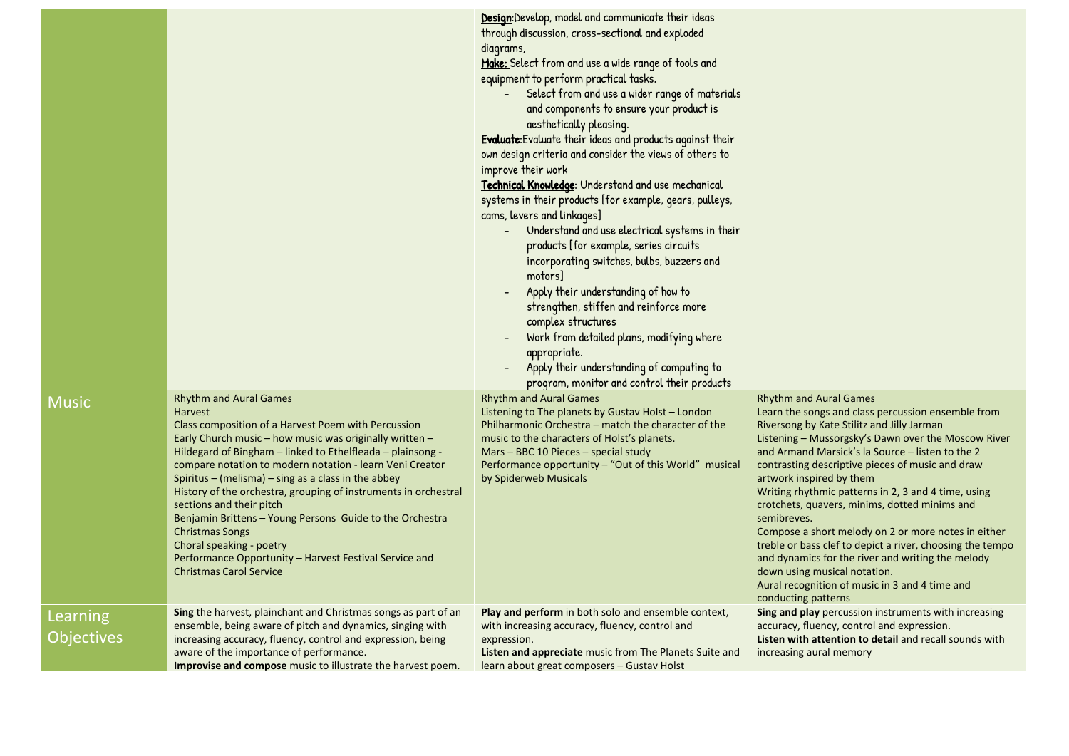| | | | |
|---|---|---|---|
| | | **Design**:Develop, model and communicate their ideas through discussion, cross-sectional and exploded diagrams,<br>**Make:** Select from and use a wide range of tools and equipment to perform practical tasks.<br>- Select from and use a wider range of materials and components to ensure your product is aesthetically pleasing.<br>**Evaluate**:Evaluate their ideas and products against their own design criteria and consider the views of others to improve their work<br>**Technical Knowledge**: Understand and use mechanical systems in their products [for example, gears, pulleys, cams, levers and linkages]<br>- Understand and use electrical systems in their products [for example, series circuits incorporating switches, bulbs, buzzers and motors]<br>- Apply their understanding of how to strengthen, stiffen and reinforce more complex structures<br>- Work from detailed plans, modifying where appropriate.<br>- Apply their understanding of computing to program, monitor and control their products | |
| Music | Rhythm and Aural Games<br>Harvest<br>Class composition of a Harvest Poem with Percussion<br>Early Church music – how music was originally written – Hildegard of Bingham – linked to Ethelfleada – plainsong - compare notation to modern notation - learn Veni Creator Spiritus – (melisma) – sing as a class in the abbey<br>History of the orchestra, grouping of instruments in orchestral sections and their pitch<br>Benjamin Brittens – Young Persons Guide to the Orchestra<br>Christmas Songs<br>Choral speaking - poetry<br>Performance Opportunity – Harvest Festival Service and Christmas Carol Service | Rhythm and Aural Games<br>Listening to The planets by Gustav Holst – London Philharmonic Orchestra – match the character of the music to the characters of Holst's planets.<br>Mars – BBC 10 Pieces – special study<br>Performance opportunity – "Out of this World" musical by Spiderweb Musicals | Rhythm and Aural Games<br>Learn the songs and class percussion ensemble from Riversong by Kate Stilitz and Jilly Jarman<br>Listening – Mussorgsky's Dawn over the Moscow River and Armand Marsick's la Source – listen to the 2 contrasting descriptive pieces of music and draw artwork inspired by them<br>Writing rhythmic patterns in 2, 3 and 4 time, using crotchets, quavers, minims, dotted minims and semibreves.<br>Compose a short melody on 2 or more notes in either treble or bass clef to depict a river, choosing the tempo and dynamics for the river and writing the melody down using musical notation.<br>Aural recognition of music in 3 and 4 time and conducting patterns |
| Learning Objectives | **Sing** the harvest, plainchant and Christmas songs as part of an ensemble, being aware of pitch and dynamics, singing with increasing accuracy, fluency, control and expression, being aware of the importance of performance.<br>**Improvise and compose** music to illustrate the harvest poem. | **Play and perform** in both solo and ensemble context, with increasing accuracy, fluency, control and expression.<br>**Listen and appreciate** music from The Planets Suite and learn about great composers – Gustav Holst | **Sing and play** percussion instruments with increasing accuracy, fluency, control and expression.<br>**Listen with attention to detail** and recall sounds with increasing aural memory |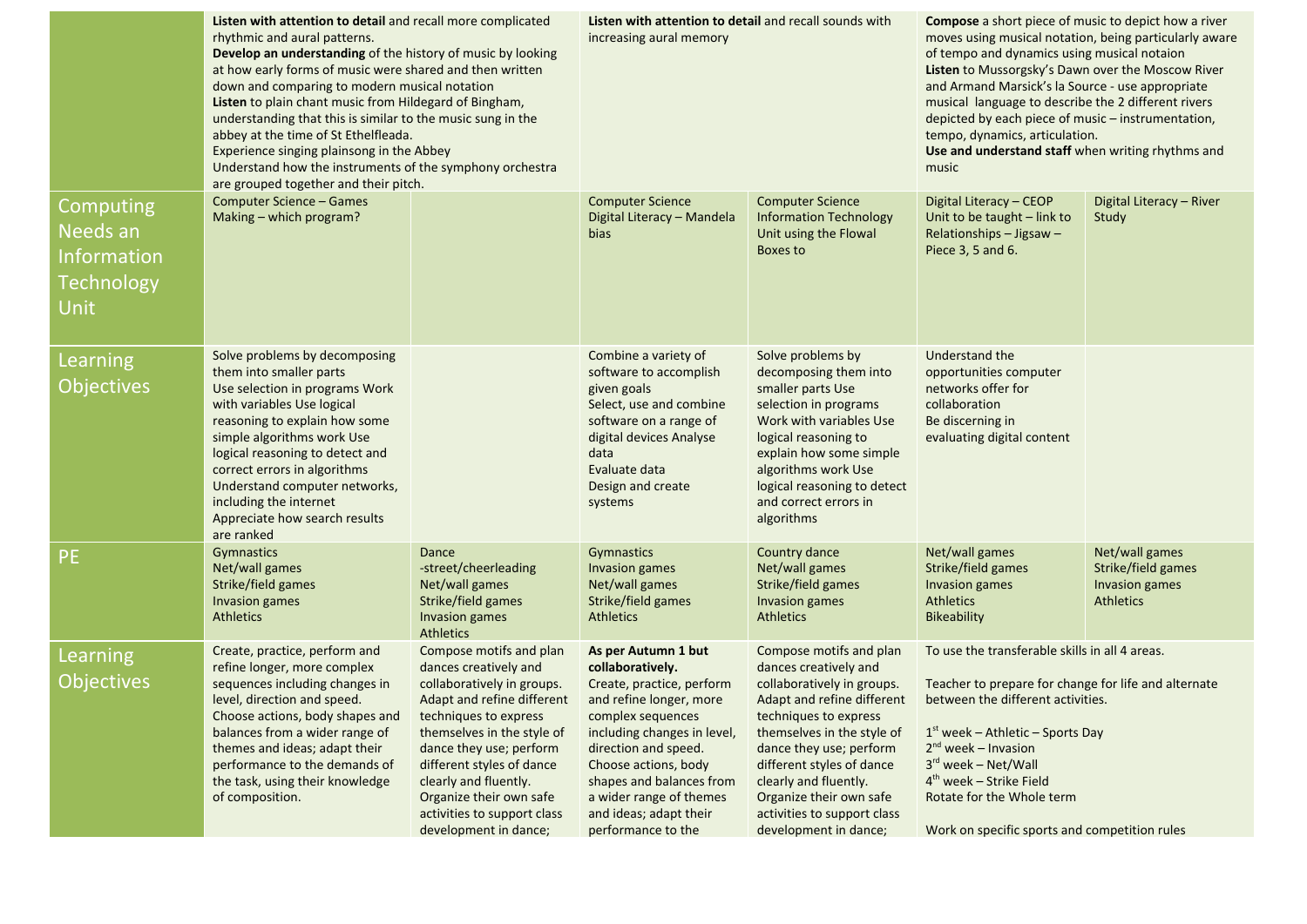| | | | | | | |
|---|---|---|---|---|---|---|
| | **Listen with attention to detail** and recall more complicated rhythmic and aural patterns. **Develop an understanding** of the history of music by looking at how early forms of music were shared and then written down and comparing to modern musical notation **Listen** to plain chant music from Hildegard of Bingham, understanding that this is similar to the music sung in the abbey at the time of St Ethelfleada. Experience singing plainsong in the Abbey Understand how the instruments of the symphony orchestra are grouped together and their pitch. | | **Listen with attention to detail** and recall sounds with increasing aural memory | | **Compose** a short piece of music to depict how a river moves using musical notation, being particularly aware of tempo and dynamics using musical notaion **Listen** to Mussorgsky's Dawn over the Moscow River and Armand Marsick's la Source - use appropriate musical language to describe the 2 different rivers depicted by each piece of music – instrumentation, tempo, dynamics, articulation. **Use and understand staff** when writing rhythms and music | |
| Computing Needs an Information Technology Unit | Computer Science – Games Making – which program? | | Computer Science Digital Literacy – Mandela bias | Computer Science Information Technology Unit using the Flowal Boxes to | Digital Literacy – CEOP Unit to be taught – link to Relationships – Jigsaw – Piece 3, 5 and 6. | Digital Literacy – River Study |
| Learning Objectives | Solve problems by decomposing them into smaller parts Use selection in programs Work with variables Use logical reasoning to explain how some simple algorithms work Use logical reasoning to detect and correct errors in algorithms Understand computer networks, including the internet Appreciate how search results are ranked | | Combine a variety of software to accomplish given goals Select, use and combine software on a range of digital devices Analyse data Evaluate data Design and create systems | Solve problems by decomposing them into smaller parts Use selection in programs Work with variables Use logical reasoning to explain how some simple algorithms work Use logical reasoning to detect and correct errors in algorithms | Understand the opportunities computer networks offer for collaboration Be discerning in evaluating digital content | |
| PE | Gymnastics Net/wall games Strike/field games Invasion games Athletics | Dance -street/cheerleading Net/wall games Strike/field games Invasion games Athletics | Gymnastics Invasion games Net/wall games Strike/field games Athletics | Country dance Net/wall games Strike/field games Invasion games Athletics | Net/wall games Strike/field games Invasion games Athletics Bikeability | Net/wall games Strike/field games Invasion games Athletics |
| Learning Objectives | Create, practice, perform and refine longer, more complex sequences including changes in level, direction and speed. Choose actions, body shapes and balances from a wider range of themes and ideas; adapt their performance to the demands of the task, using their knowledge of composition. | Compose motifs and plan dances creatively and collaboratively in groups. Adapt and refine different techniques to express themselves in the style of dance they use; perform different styles of dance clearly and fluently. Organize their own safe activities to support class development in dance; | **As per Autumn 1 but collaboratively.** Create, practice, perform and refine longer, more complex sequences including changes in level, direction and speed. Choose actions, body shapes and balances from a wider range of themes and ideas; adapt their performance to the | Compose motifs and plan dances creatively and collaboratively in groups. Adapt and refine different techniques to express themselves in the style of dance they use; perform different styles of dance clearly and fluently. Organize their own safe activities to support class development in dance; | To use the transferable skills in all 4 areas. Teacher to prepare for change for life and alternate between the different activities. 1st week – Athletic – Sports Day 2nd week – Invasion 3rd week – Net/Wall 4th week – Strike Field Rotate for the Whole term Work on specific sports and competition rules | |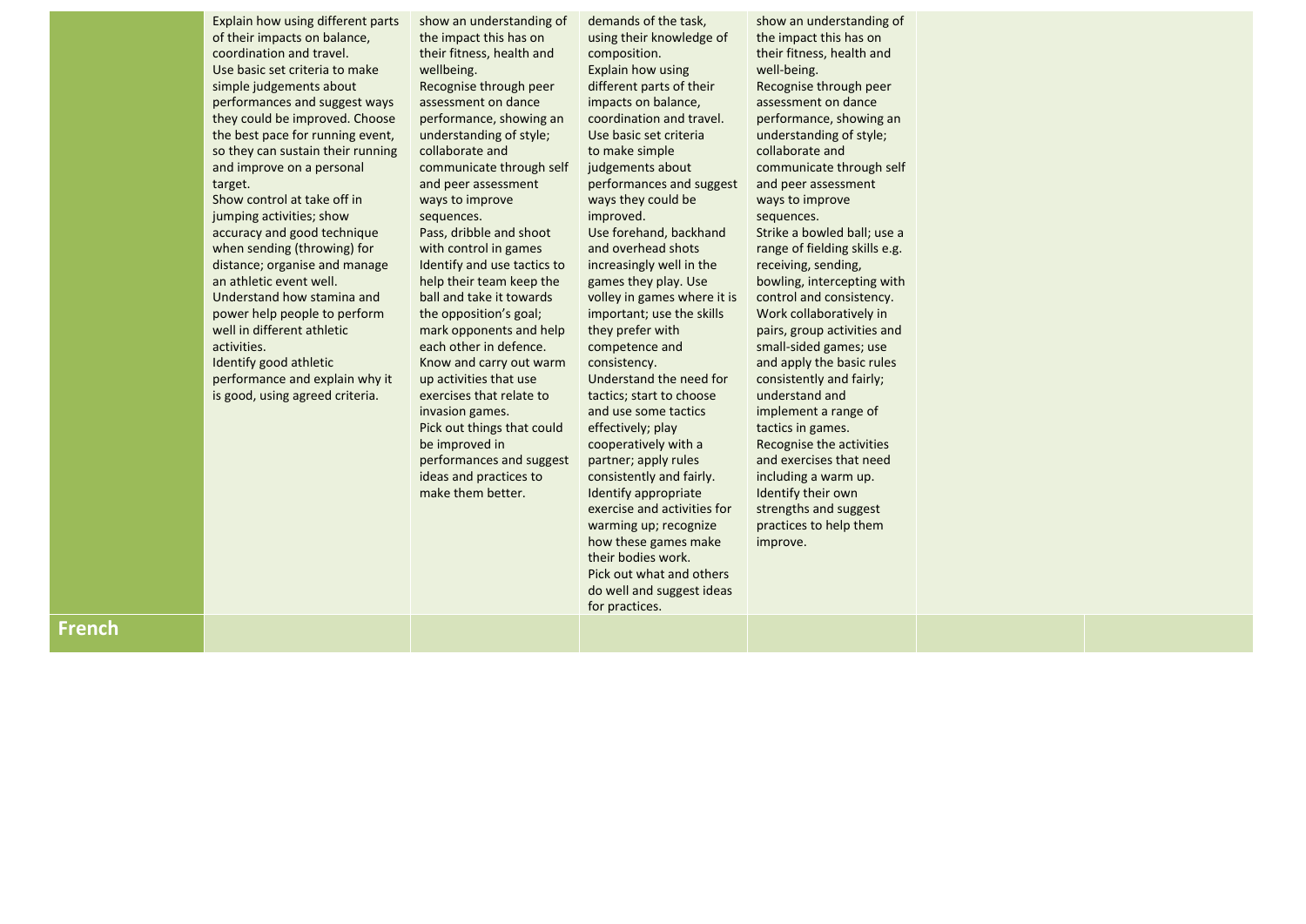| | | | | | | |
|---|---|---|---|---|---|---|
| | Explain how using different parts of their impacts on balance, coordination and travel. Use basic set criteria to make simple judgements about performances and suggest ways they could be improved. Choose the best pace for running event, so they can sustain their running and improve on a personal target. Show control at take off in jumping activities; show accuracy and good technique when sending (throwing) for distance; organise and manage an athletic event well. Understand how stamina and power help people to perform well in different athletic activities. Identify good athletic performance and explain why it is good, using agreed criteria. | show an understanding of the impact this has on their fitness, health and wellbeing. Recognise through peer assessment on dance performance, showing an understanding of style; collaborate and communicate through self and peer assessment ways to improve sequences. Pass, dribble and shoot with control in games Identify and use tactics to help their team keep the ball and take it towards the opposition's goal; mark opponents and help each other in defence. Know and carry out warm up activities that use exercises that relate to invasion games. Pick out things that could be improved in performances and suggest ideas and practices to make them better. | demands of the task, using their knowledge of composition. Explain how using different parts of their impacts on balance, coordination and travel. Use basic set criteria to make simple judgements about performances and suggest ways they could be improved. Use forehand, backhand and overhead shots increasingly well in the games they play. Use volley in games where it is important; use the skills they prefer with competence and consistency. Understand the need for tactics; start to choose and use some tactics effectively; play cooperatively with a partner; apply rules consistently and fairly. Identify appropriate exercise and activities for warming up; recognize how these games make their bodies work. Pick out what and others do well and suggest ideas for practices. | show an understanding of the impact this has on their fitness, health and well-being. Recognise through peer assessment on dance performance, showing an understanding of style; collaborate and communicate through self and peer assessment ways to improve sequences. Strike a bowled ball; use a range of fielding skills e.g. receiving, sending, bowling, intercepting with control and consistency. Work collaboratively in pairs, group activities and small-sided games; use and apply the basic rules consistently and fairly; understand and implement a range of tactics in games. Recognise the activities and exercises that need including a warm up. Identify their own strengths and suggest practices to help them improve. | | |
| **French** | | | | | | |